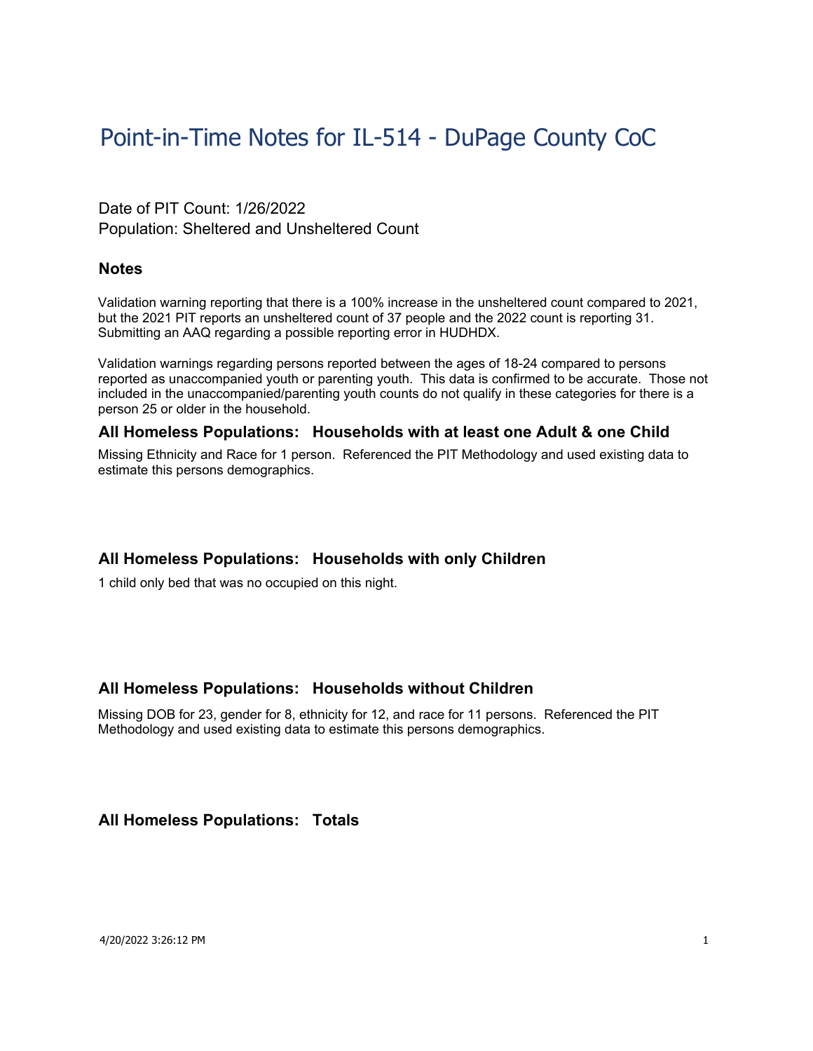# Point-in-Time Notes for IL-514 - DuPage County CoC

Date of PIT Count: 1/26/2022
Population: Sheltered and Unsheltered Count

### Notes

Validation warning reporting that there is a 100% increase in the unsheltered count compared to 2021, but the 2021 PIT reports an unsheltered count of 37 people and the 2022 count is reporting 31. Submitting an AAQ regarding a possible reporting error in HUDHDX.

Validation warnings regarding persons reported between the ages of 18-24 compared to persons reported as unaccompanied youth or parenting youth. This data is confirmed to be accurate. Those not included in the unaccompanied/parenting youth counts do not qualify in these categories for there is a person 25 or older in the household.

### All Homeless Populations: Households with at least one Adult & one Child

Missing Ethnicity and Race for 1 person. Referenced the PIT Methodology and used existing data to estimate this persons demographics.

### All Homeless Populations: Households with only Children

1 child only bed that was no occupied on this night.

### All Homeless Populations: Households without Children

Missing DOB for 23, gender for 8, ethnicity for 12, and race for 11 persons. Referenced the PIT Methodology and used existing data to estimate this persons demographics.

### All Homeless Populations: Totals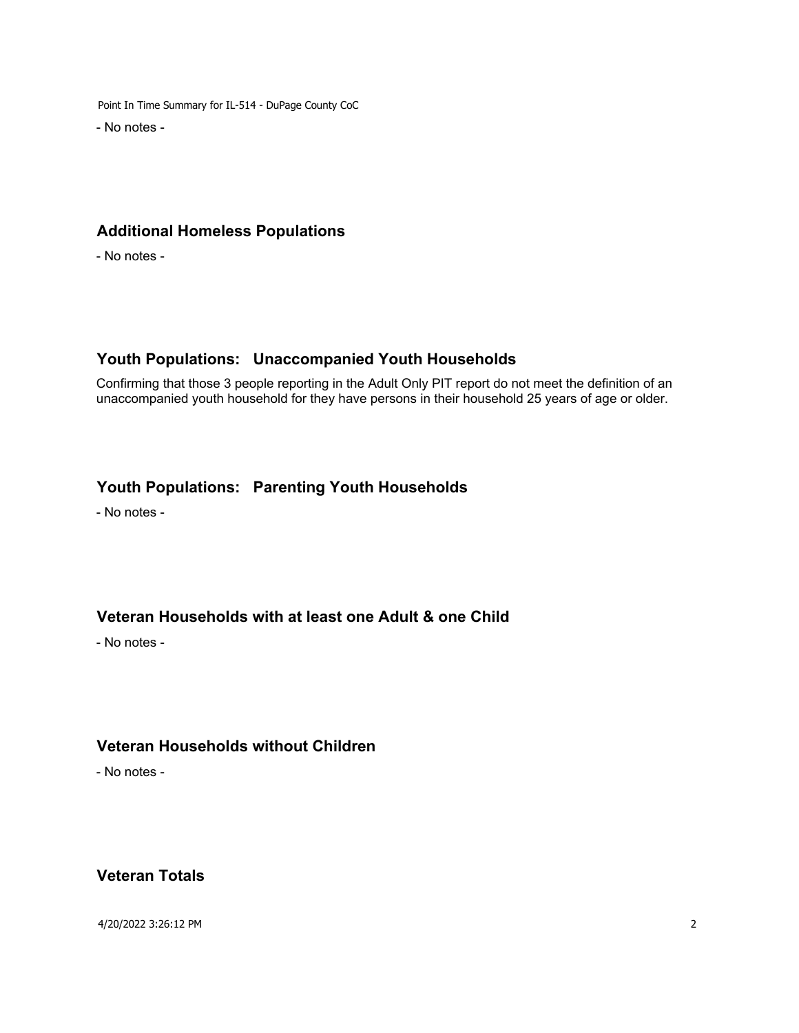- No notes -

## Additional Homeless Populations

- No notes -

## Youth Populations: Unaccompanied Youth Households

Confirming that those 3 people reporting in the Adult Only PIT report do not meet the definition of an unaccompanied youth household for they have persons in their household 25 years of age or older.

## Youth Populations: Parenting Youth Households

- No notes -

## Veteran Households with at least one Adult & one Child

- No notes -

## Veteran Households without Children

- No notes -

## Veteran Totals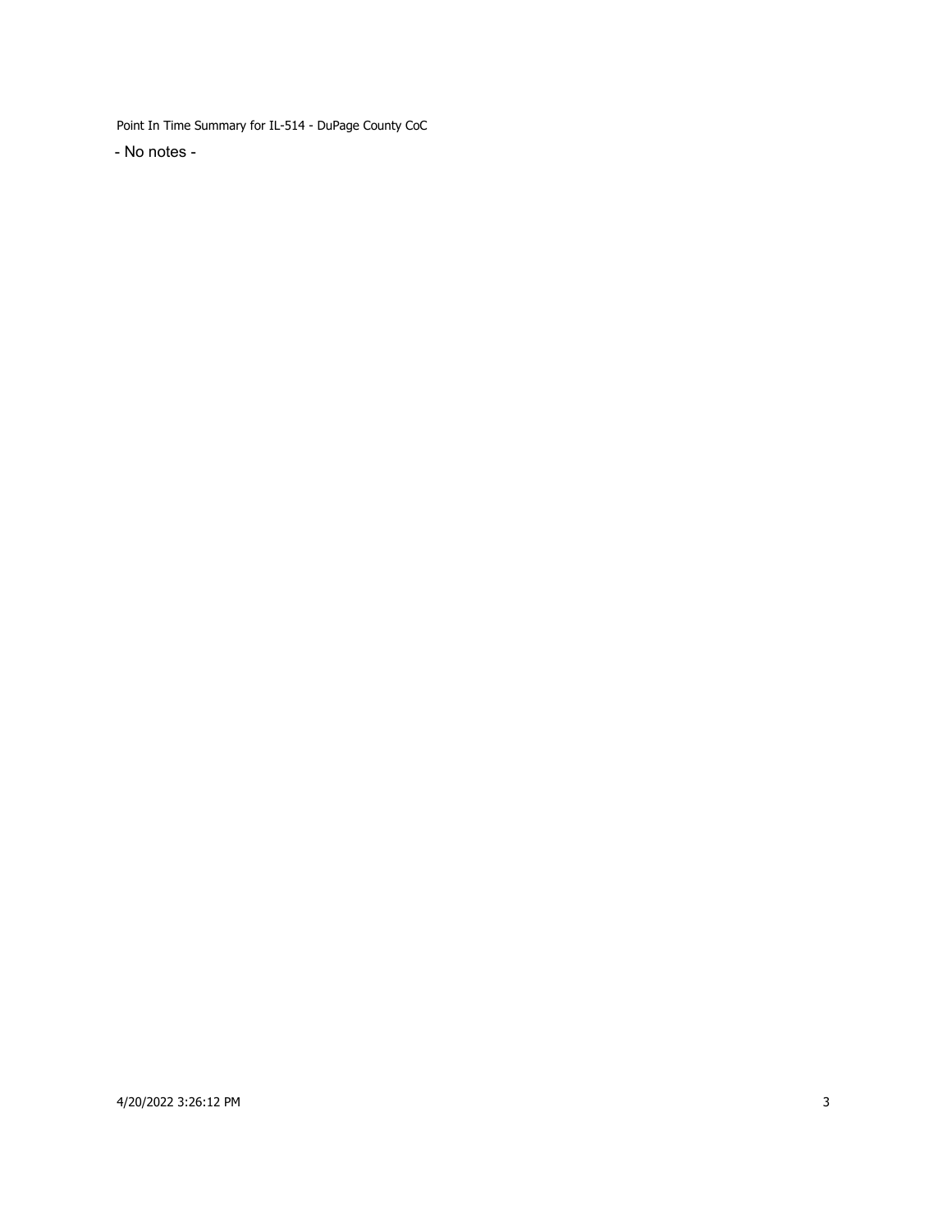- No notes -